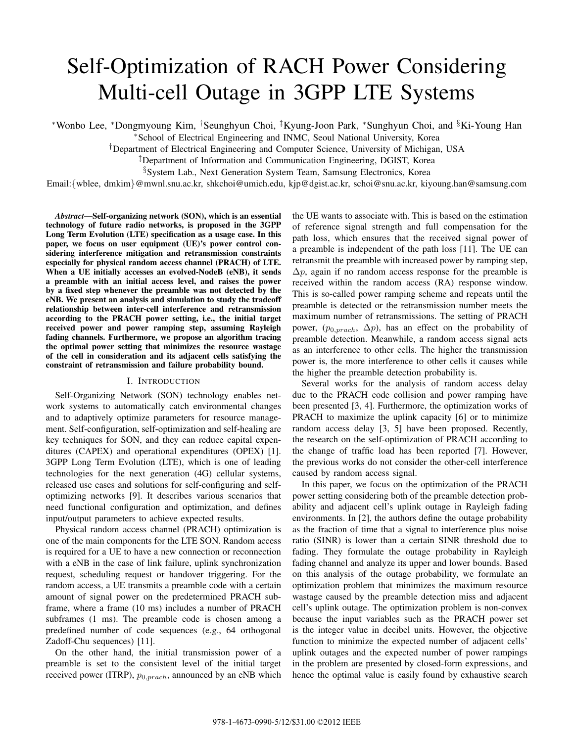# Self-Optimization of RACH Power Considering Multi-cell Outage in 3GPP LTE Systems

*Wonbo Lee, *Dongmyoung Kim, †Seunghyun Choi, ‡Kyung-Joon Park, *Sunghyun Choi, and §Ki-Young Han

*School of Electrical Engineering and INMC, Seoul National University, Korea

†Department of Electrical Engineering and Computer Science, University of Michigan, USA

‡Department of Information and Communication Engineering, DGIST, Korea

§System Lab., Next Generation System Team, Samsung Electronics, Korea

Email:{wblee, dmkim}@mwnl.snu.ac.kr, shkchoi@umich.edu, kjp@dgist.ac.kr, schoi@snu.ac.kr, kiyoung.han@samsung.com

***Abstract*—Self-organizing network (SON), which is an essential technology of future radio networks, is proposed in the 3GPP Long Term Evolution (LTE) specification as a usage case. In this paper, we focus on user equipment (UE)'s power control considering interference mitigation and retransmission constraints especially for physical random access channel (PRACH) of LTE. When a UE initially accesses an evolved-NodeB (eNB), it sends a preamble with an initial access level, and raises the power by a fixed step whenever the preamble was not detected by the eNB. We present an analysis and simulation to study the tradeoff relationship between inter-cell interference and retransmission according to the PRACH power setting, i.e., the initial target received power and power ramping step, assuming Rayleigh fading channels. Furthermore, we propose an algorithm tracing the optimal power setting that minimizes the resource wastage of the cell in consideration and its adjacent cells satisfying the constraint of retransmission and failure probability bound.**

## I. Introduction

Self-Organizing Network (SON) technology enables network systems to automatically catch environmental changes and to adaptively optimize parameters for resource management. Self-configuration, self-optimization and self-healing are key techniques for SON, and they can reduce capital expenditures (CAPEX) and operational expenditures (OPEX) [1]. 3GPP Long Term Evolution (LTE), which is one of leading technologies for the next generation (4G) cellular systems, released use cases and solutions for self-configuring and self-optimizing networks [9]. It describes various scenarios that need functional configuration and optimization, and defines input/output parameters to achieve expected results.

Physical random access channel (PRACH) optimization is one of the main components for the LTE SON. Random access is required for a UE to have a new connection or reconnection with a eNB in the case of link failure, uplink synchronization request, scheduling request or handover triggering. For the random access, a UE transmits a preamble code with a certain amount of signal power on the predetermined PRACH subframe, where a frame (10 ms) includes a number of PRACH subframes (1 ms). The preamble code is chosen among a predefined number of code sequences (e.g., 64 orthogonal Zadoff-Chu sequences) [11].

On the other hand, the initial transmission power of a preamble is set to the consistent level of the initial target received power (ITRP), $p_{0,prach}$, announced by an eNB which the UE wants to associate with. This is based on the estimation of reference signal strength and full compensation for the path loss, which ensures that the received signal power of a preamble is independent of the path loss [11]. The UE can retransmit the preamble with increased power by ramping step, $\Delta p$, again if no random access response for the preamble is received within the random access (RA) response window. This is so-called power ramping scheme and repeats until the preamble is detected or the retransmission number meets the maximum number of retransmissions. The setting of PRACH power, $(p_{0,prach},\ \Delta p)$, has an effect on the probability of preamble detection. Meanwhile, a random access signal acts as an interference to other cells. The higher the transmission power is, the more interference to other cells it causes while the higher the preamble detection probability is.

Several works for the analysis of random access delay due to the PRACH code collision and power ramping have been presented [3, 4]. Furthermore, the optimization works of PRACH to maximize the uplink capacity [6] or to minimize random access delay [3, 5] have been proposed. Recently, the research on the self-optimization of PRACH according to the change of traffic load has been reported [7]. However, the previous works do not consider the other-cell interference caused by random access signal.

In this paper, we focus on the optimization of the PRACH power setting considering both of the preamble detection probability and adjacent cell's uplink outage in Rayleigh fading environments. In [2], the authors define the outage probability as the fraction of time that a signal to interference plus noise ratio (SINR) is lower than a certain SINR threshold due to fading. They formulate the outage probability in Rayleigh fading channel and analyze its upper and lower bounds. Based on this analysis of the outage probability, we formulate an optimization problem that minimizes the maximum resource wastage caused by the preamble detection miss and adjacent cell's uplink outage. The optimization problem is non-convex because the input variables such as the PRACH power set is the integer value in decibel units. However, the objective function to minimize the expected number of adjacent cells' uplink outages and the expected number of power rampings in the problem are presented by closed-form expressions, and hence the optimal value is easily found by exhaustive search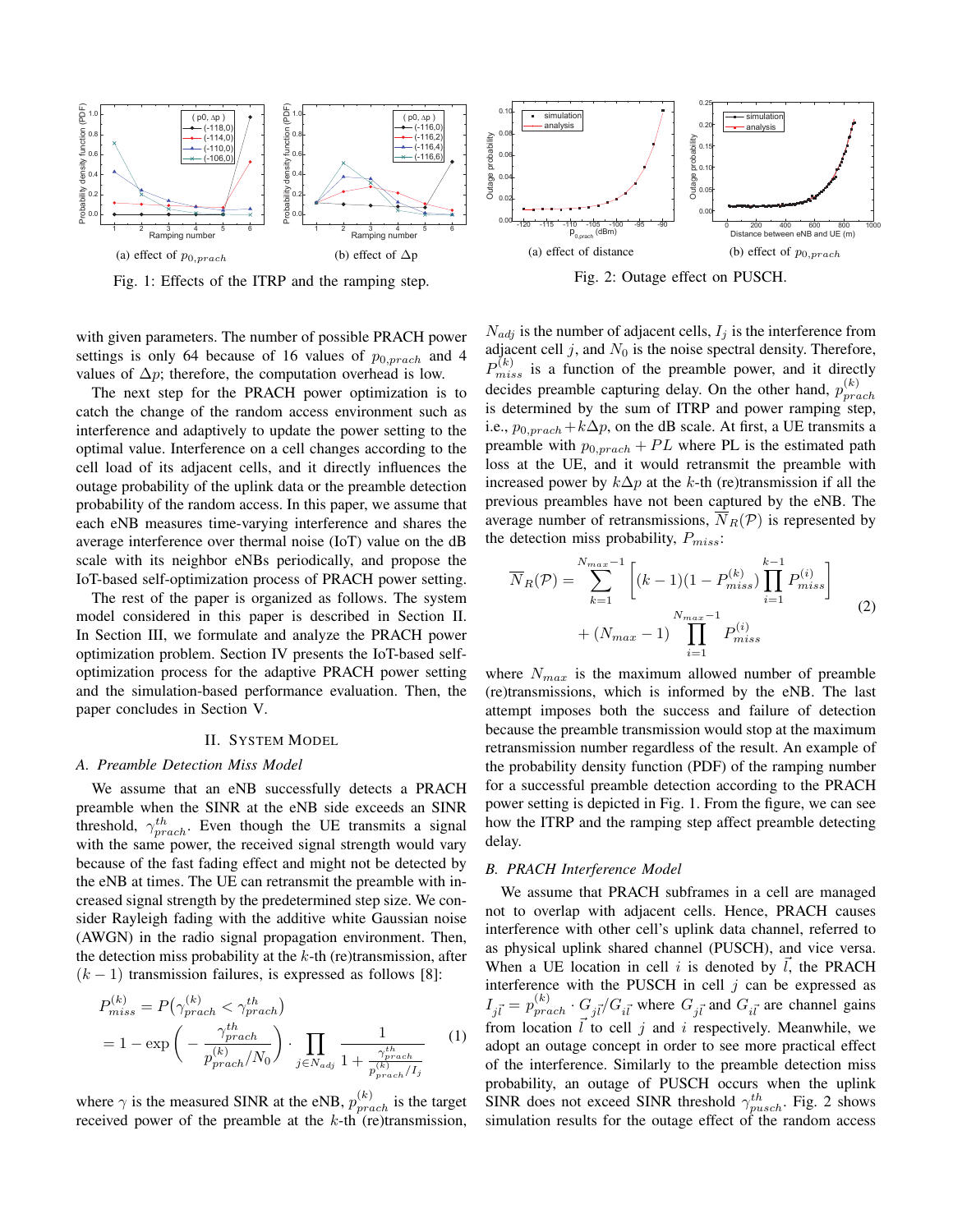(a) effect of $p_{0,prach}$

(b) effect of $\Delta p$

Fig. 1: Effects of the ITRP and the ramping step.

(a) effect of distance

(b) effect of $p_{0,prach}$

Fig. 2: Outage effect on PUSCH.

with given parameters. The number of possible PRACH power settings is only 64 because of 16 values of $p_{0,prach}$ and 4 values of $\Delta p$; therefore, the computation overhead is low.

The next step for the PRACH power optimization is to catch the change of the random access environment such as interference and adaptively to update the power setting to the optimal value. Interference on a cell changes according to the cell load of its adjacent cells, and it directly influences the outage probability of the uplink data or the preamble detection probability of the random access. In this paper, we assume that each eNB measures time-varying interference and shares the average interference over thermal noise (IoT) value on the dB scale with its neighbor eNBs periodically, and propose the IoT-based self-optimization process of PRACH power setting.

The rest of the paper is organized as follows. The system model considered in this paper is described in Section II. In Section III, we formulate and analyze the PRACH power optimization problem. Section IV presents the IoT-based self-optimization process for the adaptive PRACH power setting and the simulation-based performance evaluation. Then, the paper concludes in Section V.

## II. System Model

### A. Preamble Detection Miss Model

We assume that an eNB successfully detects a PRACH preamble when the SINR at the eNB side exceeds an SINR threshold, $\gamma_{prach}^{th}$. Even though the UE transmits a signal with the same power, the received signal strength would vary because of the fast fading effect and might not be detected by the eNB at times. The UE can retransmit the preamble with increased signal strength by the predetermined step size. We consider Rayleigh fading with the additive white Gaussian noise (AWGN) in the radio signal propagation environment. Then, the detection miss probability at the $k$-th (re)transmission, after $(k-1)$ transmission failures, is expressed as follows [8]:

$$
\begin{aligned}
P_{miss}^{(k)} &= P\big(\gamma_{prach}^{(k)} < \gamma_{prach}^{th}\big) \\
&= 1 - \exp\left(-\frac{\gamma_{prach}^{th}}{p_{prach}^{(k)}/N_0}\right) \cdot \prod_{j \in N_{adj}} \frac{1}{1 + \frac{\gamma_{prach}^{th}}{p_{prach}^{(k)}/I_j}}
\end{aligned}
\tag{1}
$$

where $\gamma$ is the measured SINR at the eNB, $p_{prach}^{(k)}$ is the target received power of the preamble at the $k$-th (re)transmission, $N_{adj}$ is the number of adjacent cells, $I_j$ is the interference from adjacent cell $j$, and $N_0$ is the noise spectral density. Therefore, $P_{miss}^{(k)}$ is a function of the preamble power, and it directly decides preamble capturing delay. On the other hand, $p_{prach}^{(k)}$ is determined by the sum of ITRP and power ramping step, i.e., $p_{0,prach} + k\Delta p$, on the dB scale. At first, a UE transmits a preamble with $p_{0,prach} + PL$ where PL is the estimated path loss at the UE, and it would retransmit the preamble with increased power by $k\Delta p$ at the $k$-th (re)transmission if all the previous preambles have not been captured by the eNB. The average number of retransmissions, $\overline{N}_R(\mathcal{P})$ is represented by the detection miss probability, $P_{miss}$:

$$
\begin{aligned}
\overline{N}_R(\mathcal{P}) = &\sum_{k=1}^{N_{max}-1} \left[(k-1)(1 - P_{miss}^{(k)}) \prod_{i=1}^{k-1} P_{miss}^{(i)}\right] \\
&+ (N_{max} - 1) \prod_{i=1}^{N_{max}-1} P_{miss}^{(i)}
\end{aligned}
\tag{2}
$$

where $N_{max}$ is the maximum allowed number of preamble (re)transmissions, which is informed by the eNB. The last attempt imposes both the success and failure of detection because the preamble transmission would stop at the maximum retransmission number regardless of the result. An example of the probability density function (PDF) of the ramping number for a successful preamble detection according to the PRACH power setting is depicted in Fig. 1. From the figure, we can see how the ITRP and the ramping step affect preamble detecting delay.

### B. PRACH Interference Model

We assume that PRACH subframes in a cell are managed not to overlap with adjacent cells. Hence, PRACH causes interference with other cell's uplink data channel, referred to as physical uplink shared channel (PUSCH), and vice versa. When a UE location in cell $i$ is denoted by $\vec{l}$, the PRACH interference with the PUSCH in cell $j$ can be expressed as $I_{j\vec{l}} = p_{prach}^{(k)} \cdot G_{j\vec{l}}/G_{i\vec{l}}$ where $G_{j\vec{l}}$ and $G_{i\vec{l}}$ are channel gains from location $\vec{l}$ to cell $j$ and $i$ respectively. Meanwhile, we adopt an outage concept in order to see more practical effect of the interference. Similarly to the preamble detection miss probability, an outage of PUSCH occurs when the uplink SINR does not exceed SINR threshold $\gamma_{pusch}^{th}$. Fig. 2 shows simulation results for the outage effect of the random access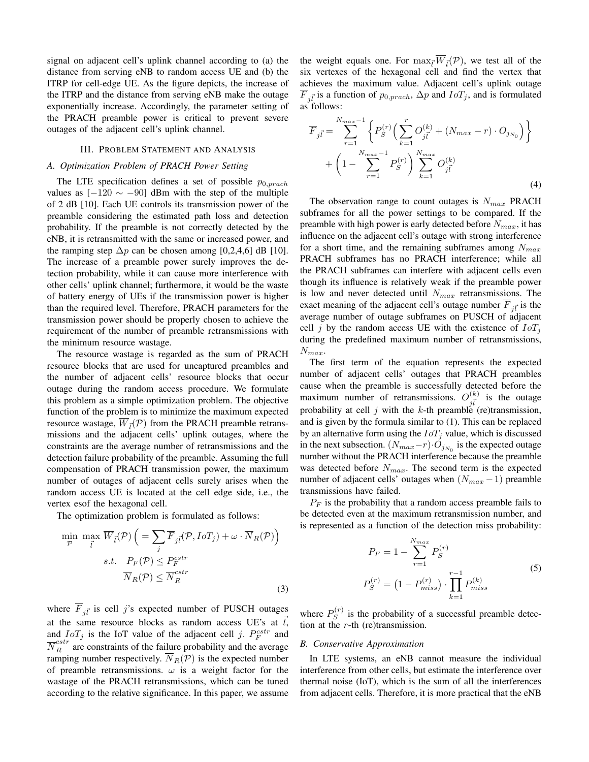signal on adjacent cell's uplink channel according to (a) the distance from serving eNB to random access UE and (b) the ITRP for cell-edge UE. As the figure depicts, the increase of the ITRP and the distance from serving eNB make the outage exponentially increase. Accordingly, the parameter setting of the PRACH preamble power is critical to prevent severe outages of the adjacent cell's uplink channel.

## III. Problem Statement and Analysis

### A. Optimization Problem of PRACH Power Setting

The LTE specification defines a set of possible $p_{0,prach}$ values as $[-120 \sim -90]$ dBm with the step of the multiple of 2 dB [10]. Each UE controls its transmission power of the preamble considering the estimated path loss and detection probability. If the preamble is not correctly detected by the eNB, it is retransmitted with the same or increased power, and the ramping step $\Delta p$ can be chosen among [0,2,4,6] dB [10]. The increase of a preamble power surely improves the detection probability, while it can cause more interference with other cells' uplink channel; furthermore, it would be the waste of battery energy of UEs if the transmission power is higher than the required level. Therefore, PRACH parameters for the transmission power should be properly chosen to achieve the requirement of the number of preamble retransmissions with the minimum resource wastage.

The resource wastage is regarded as the sum of PRACH resource blocks that are used for uncaptured preambles and the number of adjacent cells' resource blocks that occur outage during the random access procedure. We formulate this problem as a simple optimization problem. The objective function of the problem is to minimize the maximum expected resource wastage, $\overline{W}_{\vec{l}}(\mathcal{P})$ from the PRACH preamble retransmissions and the adjacent cells' uplink outages, where the constraints are the average number of retransmissions and the detection failure probability of the preamble. Assuming the full compensation of PRACH transmission power, the maximum number of outages of adjacent cells surely arises when the random access UE is located at the cell edge side, i.e., the vertex esof the hexagonal cell.

The optimization problem is formulated as follows:

$$
\begin{aligned}
\min_{\mathcal{P}} \ \max_{\vec{l}} \ & \overline{W}_{\vec{l}}(\mathcal{P}) \Big( = \sum_{j} \overline{F}_{j\vec{l}}(\mathcal{P}, IoT_j) + \omega \cdot \overline{N}_R(\mathcal{P}) \Big) \\
s.t. \quad & P_F(\mathcal{P}) \leq P_F^{cstr} \\
& \overline{N}_R(\mathcal{P}) \leq \overline{N}_R^{cstr}
\end{aligned}
\tag{3}
$$

where $\overline{F}_{j\vec{l}}$ is cell $j$'s expected number of PUSCH outages at the same resource blocks as random access UE's at $\vec{l}$, and $IoT_j$ is the IoT value of the adjacent cell $j$. $P_F^{cstr}$ and $\overline{N}_R^{cstr}$ are constraints of the failure probability and the average ramping number respectively. $\overline{N}_R(\mathcal{P})$ is the expected number of preamble retransmissions. $\omega$ is a weight factor for the wastage of the PRACH retransmissions, which can be tuned according to the relative significance. In this paper, we assume the weight equals one. For $\max_{\vec{l}} \overline{W}_{\vec{l}}(\mathcal{P})$, we test all of the six vertexes of the hexagonal cell and find the vertex that achieves the maximum value. Adjacent cell's uplink outage $\overline{F}_{j\vec{l}}$ is a function of $p_{0,prach}$, $\Delta p$ and $IoT_j$, and is formulated as follows:

$$
\begin{aligned}
\overline{F}_{j\vec{l}} = & \sum_{r=1}^{N_{max}-1} \left\{ P_S^{(r)} \Big( \sum_{k=1}^{r} O_{j\vec{l}}^{(k)} + (N_{max} - r) \cdot O_{j_{N_0}} \Big) \right\} \\
& + \left( 1 - \sum_{r=1}^{N_{max}-1} P_S^{(r)} \right) \sum_{k=1}^{N_{max}} O_{j\vec{l}}^{(k)}
\end{aligned}
\tag{4}
$$

The observation range to count outages is $N_{max}$ PRACH subframes for all the power settings to be compared. If the preamble with high power is early detected before $N_{max}$, it has influence on the adjacent cell's outage with strong interference for a short time, and the remaining subframes among $N_{max}$ PRACH subframes has no PRACH interference; while all the PRACH subframes can interfere with adjacent cells even though its influence is relatively weak if the preamble power is low and never detected until $N_{max}$ retransmissions. The exact meaning of the adjacent cell's outage number $\overline{F}_{j\vec{l}}$ is the average number of outage subframes on PUSCH of adjacent cell $j$ by the random access UE with the existence of $IoT_j$ during the predefined maximum number of retransmissions, $N_{max}$.

The first term of the equation represents the expected number of adjacent cells' outages that PRACH preambles cause when the preamble is successfully detected before the maximum number of retransmissions. $O_{j\vec{l}}^{(k)}$ is the outage probability at cell $j$ with the $k$-th preamble (re)transmission, and is given by the formula similar to (1). This can be replaced by an alternative form using the $IoT_j$ value, which is discussed in the next subsection. $(N_{max}-r) \cdot O_{j_{N_0}}$ is the expected outage number without the PRACH interference because the preamble was detected before $N_{max}$. The second term is the expected number of adjacent cells' outages when $(N_{max}-1)$ preamble transmissions have failed.

$P_F$ is the probability that a random access preamble fails to be detected even at the maximum retransmission number, and is represented as a function of the detection miss probability:

$$
\begin{aligned}
P_F &= 1 - \sum_{r=1}^{N_{max}} P_S^{(r)} \\
P_S^{(r)} &= \left(1 - P_{miss}^{(r)}\right) \cdot \prod_{k=1}^{r-1} P_{miss}^{(k)}
\end{aligned}
\tag{5}
$$

where $P_S^{(r)}$ is the probability of a successful preamble detection at the $r$-th (re)transmission.

### B. Conservative Approximation

In LTE systems, an eNB cannot measure the individual interference from other cells, but estimate the interference over thermal noise (IoT), which is the sum of all the interferences from adjacent cells. Therefore, it is more practical that the eNB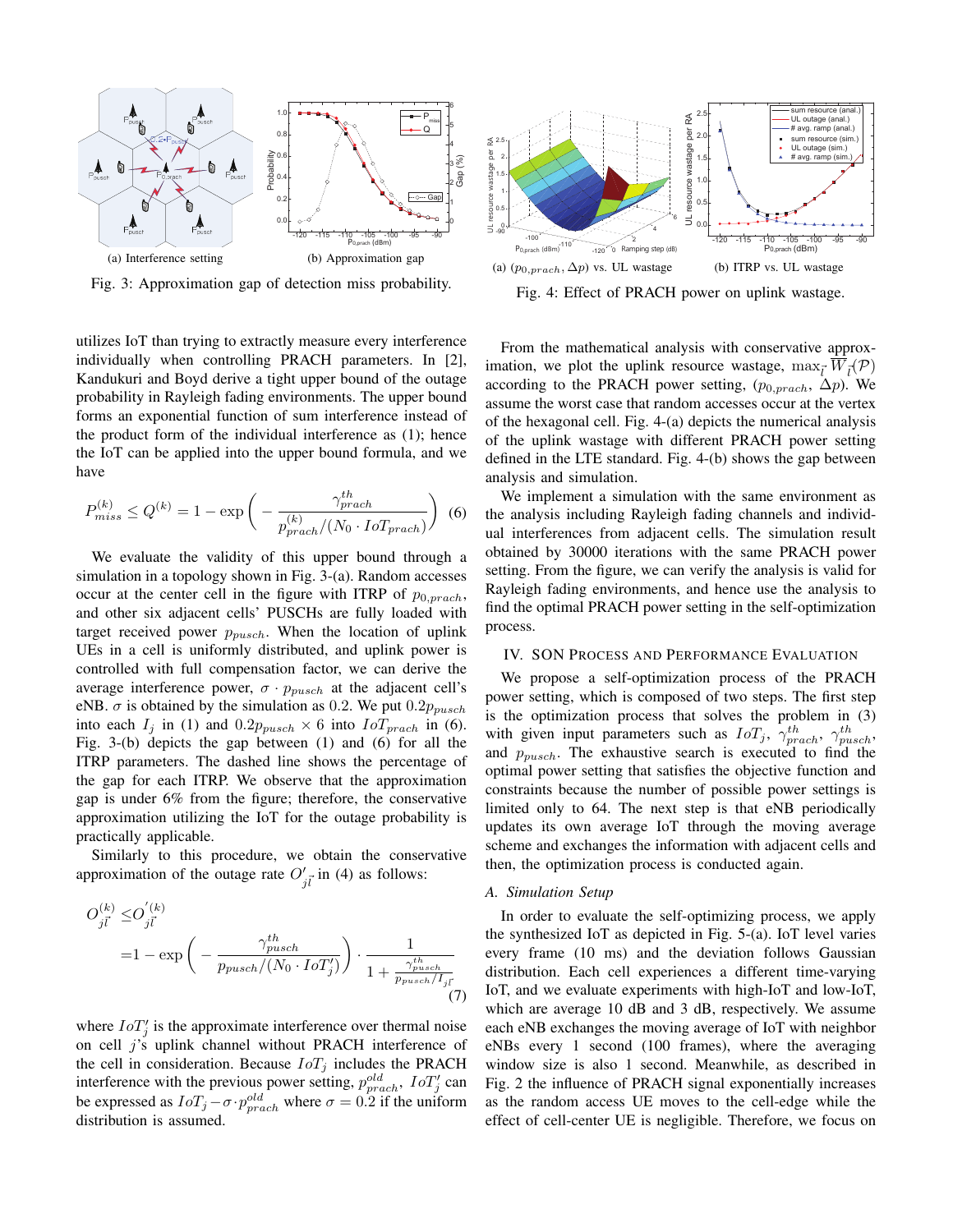(a) Interference setting

(b) Approximation gap

Fig. 3: Approximation gap of detection miss probability.

(a) $(p_{0,prach}, \Delta p)$ vs. UL wastage

(b) ITRP vs. UL wastage

Fig. 4: Effect of PRACH power on uplink wastage.

utilizes IoT than trying to extractly measure every interference individually when controlling PRACH parameters. In [2], Kandukuri and Boyd derive a tight upper bound of the outage probability in Rayleigh fading environments. The upper bound forms an exponential function of sum interference instead of the product form of the individual interference as (1); hence the IoT can be applied into the upper bound formula, and we have

$$P_{miss}^{(k)} \le Q^{(k)} = 1 - \exp\left( - \frac{\gamma_{prach}^{th}}{p_{prach}^{(k)}/(N_0 \cdot IoT_{prach})} \right) \quad (6)$$

We evaluate the validity of this upper bound through a simulation in a topology shown in Fig. 3-(a). Random accesses occur at the center cell in the figure with ITRP of $p_{0,prach}$, and other six adjacent cells' PUSCHs are fully loaded with target received power $p_{pusch}$. When the location of uplink UEs in a cell is uniformly distributed, and uplink power is controlled with full compensation factor, we can derive the average interference power, $\sigma \cdot p_{pusch}$ at the adjacent cell's eNB. $\sigma$ is obtained by the simulation as 0.2. We put $0.2p_{pusch}$ into each $I_j$ in (1) and $0.2p_{pusch} \times 6$ into $IoT_{prach}$ in (6). Fig. 3-(b) depicts the gap between (1) and (6) for all the ITRP parameters. The dashed line shows the percentage of the gap for each ITRP. We observe that the approximation gap is under 6% from the figure; therefore, the conservative approximation utilizing the IoT for the outage probability is practically applicable.

Similarly to this procedure, we obtain the conservative approximation of the outage rate $O'_{j\vec{l}}$ in (4) as follows:

$$\begin{aligned} O_{j\vec{l}}^{(k)} \le& O_{j\vec{l}}^{'(k)} \\ =& 1 - \exp\left( - \frac{\gamma_{pusch}^{th}}{p_{pusch}/(N_0 \cdot IoT'_j)} \right) \cdot \frac{1}{1 + \frac{\gamma_{pusch}^{th}}{p_{pusch}/I_{j\vec{l}}}} \end{aligned} \quad (7)$$

where $IoT'_j$ is the approximate interference over thermal noise on cell $j$'s uplink channel without PRACH interference of the cell in consideration. Because $IoT_j$ includes the PRACH interference with the previous power setting, $p_{prach}^{old}$, $IoT'_j$ can be expressed as $IoT_j - \sigma \cdot p_{prach}^{old}$ where $\sigma = 0.2$ if the uniform distribution is assumed.

From the mathematical analysis with conservative approximation, we plot the uplink resource wastage, $\max_{\vec{l}} \overline{W}_{\vec{l}}(\mathcal{P})$ according to the PRACH power setting, $(p_{0,prach}, \Delta p)$. We assume the worst case that random accesses occur at the vertex of the hexagonal cell. Fig. 4-(a) depicts the numerical analysis of the uplink wastage with different PRACH power setting defined in the LTE standard. Fig. 4-(b) shows the gap between analysis and simulation.

We implement a simulation with the same environment as the analysis including Rayleigh fading channels and individual interferences from adjacent cells. The simulation result obtained by 30000 iterations with the same PRACH power setting. From the figure, we can verify the analysis is valid for Rayleigh fading environments, and hence use the analysis to find the optimal PRACH power setting in the self-optimization process.

## IV. SON Process and Performance Evaluation

We propose a self-optimization process of the PRACH power setting, which is composed of two steps. The first step is the optimization process that solves the problem in (3) with given input parameters such as $IoT_j$, $\gamma_{prach}^{th}$, $\gamma_{pusch}^{th}$, and $p_{pusch}$. The exhaustive search is executed to find the optimal power setting that satisfies the objective function and constraints because the number of possible power settings is limited only to 64. The next step is that eNB periodically updates its own average IoT through the moving average scheme and exchanges the information with adjacent cells and then, the optimization process is conducted again.

### *A. Simulation Setup*

In order to evaluate the self-optimizing process, we apply the synthesized IoT as depicted in Fig. 5-(a). IoT level varies every frame (10 ms) and the deviation follows Gaussian distribution. Each cell experiences a different time-varying IoT, and we evaluate experiments with high-IoT and low-IoT, which are average 10 dB and 3 dB, respectively. We assume each eNB exchanges the moving average of IoT with neighbor eNBs every 1 second (100 frames), where the averaging window size is also 1 second. Meanwhile, as described in Fig. 2 the influence of PRACH signal exponentially increases as the random access UE moves to the cell-edge while the effect of cell-center UE is negligible. Therefore, we focus on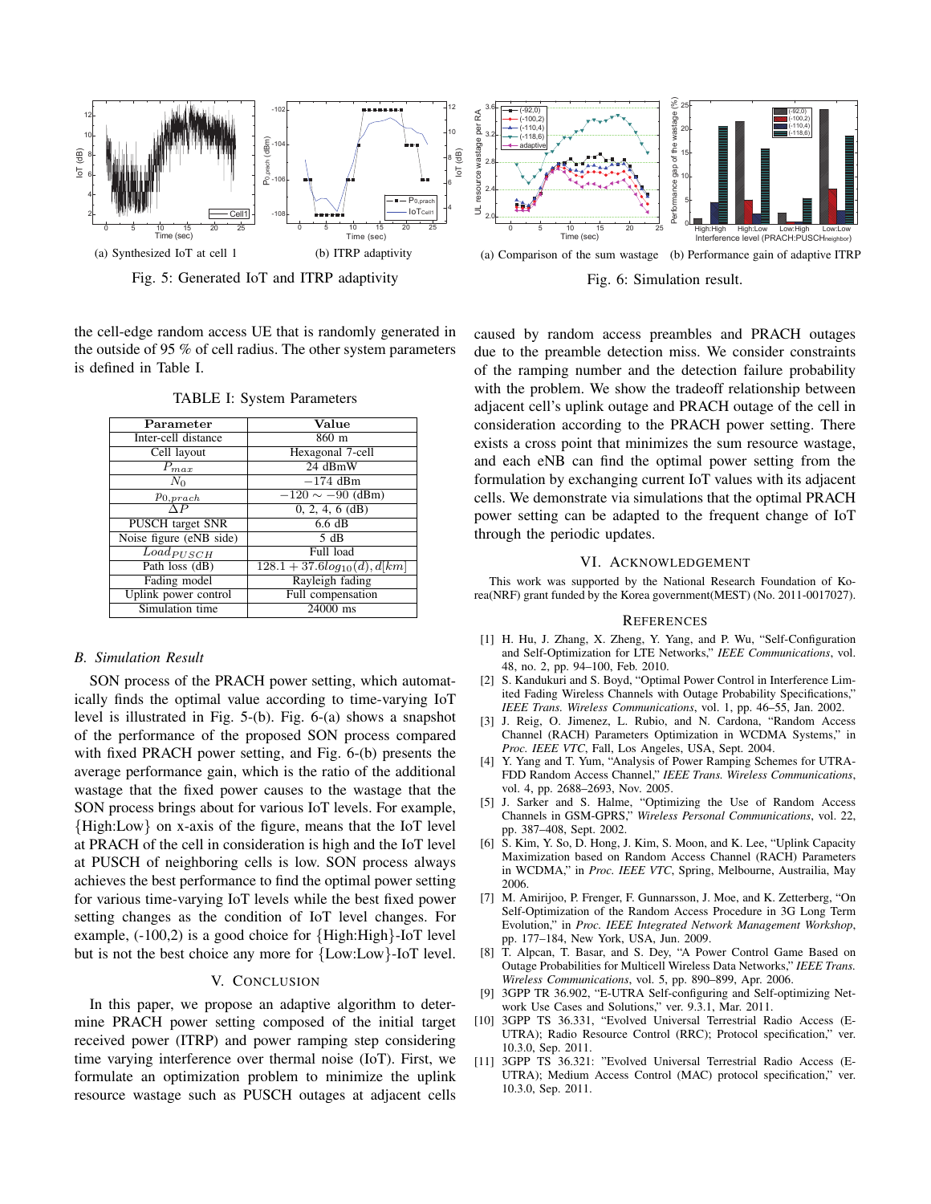(a) Synthesized IoT at cell 1

(b) ITRP adaptivity

Fig. 5: Generated IoT and ITRP adaptivity

(a) Comparison of the sum wastage

(b) Performance gain of adaptive ITRP

Fig. 6: Simulation result.

the cell-edge random access UE that is randomly generated in the outside of 95 % of cell radius. The other system parameters is defined in Table I.

TABLE I: System Parameters

| Parameter | Value |
|---|---|
| Inter-cell distance | 860 m |
| Cell layout | Hexagonal 7-cell |
| $P_{max}$ | 24 dBmW |
| $N_0$ | $-174$ dBm |
| $p_{0,prach}$ | $-120 \sim -90$ (dBm) |
| $\Delta P$ | 0, 2, 4, 6 (dB) |
| PUSCH target SNR | 6.6 dB |
| Noise figure (eNB side) | 5 dB |
| $Load_{PUSCH}$ | Full load |
| Path loss (dB) | $128.1 + 37.6log_{10}(d), d[km]$ |
| Fading model | Rayleigh fading |
| Uplink power control | Full compensation |
| Simulation time | 24000 ms |

### B. Simulation Result

SON process of the PRACH power setting, which automatically finds the optimal value according to time-varying IoT level is illustrated in Fig. 5-(b). Fig. 6-(a) shows a snapshot of the performance of the proposed SON process compared with fixed PRACH power setting, and Fig. 6-(b) presents the average performance gain, which is the ratio of the additional wastage that the fixed power causes to the wastage that the SON process brings about for various IoT levels. For example, {High:Low} on x-axis of the figure, means that the IoT level at PRACH of the cell in consideration is high and the IoT level at PUSCH of neighboring cells is low. SON process always achieves the best performance to find the optimal power setting for various time-varying IoT levels while the best fixed power setting changes as the condition of IoT level changes. For example, (-100,2) is a good choice for {High:High}-IoT level but is not the best choice any more for {Low:Low}-IoT level.

## V. Conclusion

In this paper, we propose an adaptive algorithm to determine PRACH power setting composed of the initial target received power (ITRP) and power ramping step considering time varying interference over thermal noise (IoT). First, we formulate an optimization problem to minimize the uplink resource wastage such as PUSCH outages at adjacent cells caused by random access preambles and PRACH outages due to the preamble detection miss. We consider constraints of the ramping number and the detection failure probability with the problem. We show the tradeoff relationship between adjacent cell's uplink outage and PRACH outage of the cell in consideration according to the PRACH power setting. There exists a cross point that minimizes the sum resource wastage, and each eNB can find the optimal power setting from the formulation by exchanging current IoT values with its adjacent cells. We demonstrate via simulations that the optimal PRACH power setting can be adapted to the frequent change of IoT through the periodic updates.

## VI. Acknowledgement

This work was supported by the National Research Foundation of Korea(NRF) grant funded by the Korea government(MEST) (No. 2011-0017027).

## References

[1] H. Hu, J. Zhang, X. Zheng, Y. Yang, and P. Wu, "Self-Configuration and Self-Optimization for LTE Networks," *IEEE Communications*, vol. 48, no. 2, pp. 94–100, Feb. 2010.

[2] S. Kandukuri and S. Boyd, "Optimal Power Control in Interference Limited Fading Wireless Channels with Outage Probability Specifications," *IEEE Trans. Wireless Communications*, vol. 1, pp. 46–55, Jan. 2002.

[3] J. Reig, O. Jimenez, L. Rubio, and N. Cardona, "Random Access Channel (RACH) Parameters Optimization in WCDMA Systems," in *Proc. IEEE VTC*, Fall, Los Angeles, USA, Sept. 2004.

[4] Y. Yang and T. Yum, "Analysis of Power Ramping Schemes for UTRA-FDD Random Access Channel," *IEEE Trans. Wireless Communications*, vol. 4, pp. 2688–2693, Nov. 2005.

[5] J. Sarker and S. Halme, "Optimizing the Use of Random Access Channels in GSM-GPRS," *Wireless Personal Communications*, vol. 22, pp. 387–408, Sept. 2002.

[6] S. Kim, Y. So, D. Hong, J. Kim, S. Moon, and K. Lee, "Uplink Capacity Maximization based on Random Access Channel (RACH) Parameters in WCDMA," in *Proc. IEEE VTC*, Spring, Melbourne, Austrailia, May 2006.

[7] M. Amirijoo, P. Frenger, F. Gunnarsson, J. Moe, and K. Zetterberg, "On Self-Optimization of the Random Access Procedure in 3G Long Term Evolution," in *Proc. IEEE Integrated Network Management Workshop*, pp. 177–184, New York, USA, Jun. 2009.

[8] T. Alpcan, T. Basar, and S. Dey, "A Power Control Game Based on Outage Probabilities for Multicell Wireless Data Networks," *IEEE Trans. Wireless Communications*, vol. 5, pp. 890–899, Apr. 2006.

[9] 3GPP TR 36.902, "E-UTRA Self-configuring and Self-optimizing Network Use Cases and Solutions," ver. 9.3.1, Mar. 2011.

[10] 3GPP TS 36.331, "Evolved Universal Terrestrial Radio Access (E-UTRA); Radio Resource Control (RRC); Protocol specification," ver. 10.3.0, Sep. 2011.

[11] 3GPP TS 36.321: "Evolved Universal Terrestrial Radio Access (E-UTRA); Medium Access Control (MAC) protocol specification," ver. 10.3.0, Sep. 2011.